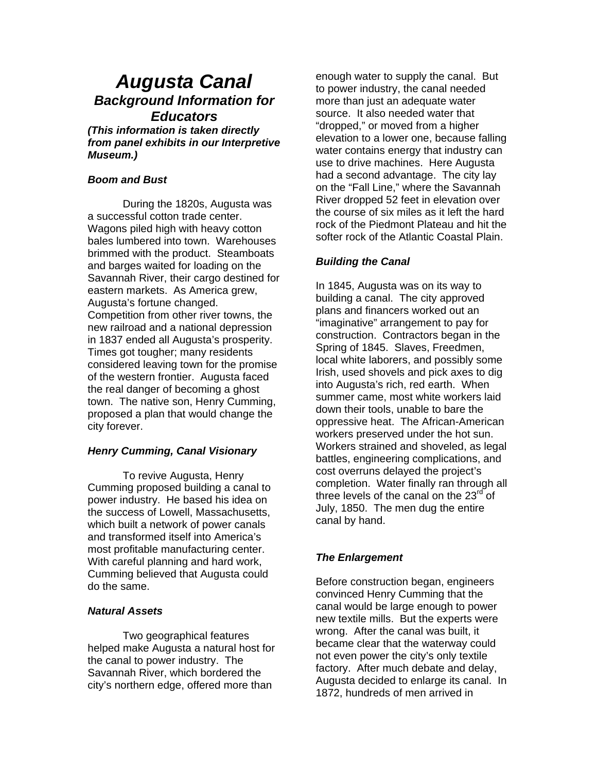# *Augusta Canal*

## *Background Information for Educators*

***(This information is taken directly from panel exhibits in our Interpretive Museum.)***

### *Boom and Bust*

During the 1820s, Augusta was a successful cotton trade center. Wagons piled high with heavy cotton bales lumbered into town. Warehouses brimmed with the product. Steamboats and barges waited for loading on the Savannah River, their cargo destined for eastern markets. As America grew, Augusta's fortune changed. Competition from other river towns, the new railroad and a national depression in 1837 ended all Augusta's prosperity. Times got tougher; many residents considered leaving town for the promise of the western frontier. Augusta faced the real danger of becoming a ghost town. The native son, Henry Cumming, proposed a plan that would change the city forever.

### *Henry Cumming, Canal Visionary*

To revive Augusta, Henry Cumming proposed building a canal to power industry. He based his idea on the success of Lowell, Massachusetts, which built a network of power canals and transformed itself into America's most profitable manufacturing center. With careful planning and hard work, Cumming believed that Augusta could do the same.

### *Natural Assets*

Two geographical features helped make Augusta a natural host for the canal to power industry. The Savannah River, which bordered the city's northern edge, offered more than enough water to supply the canal. But to power industry, the canal needed more than just an adequate water source. It also needed water that "dropped," or moved from a higher elevation to a lower one, because falling water contains energy that industry can use to drive machines. Here Augusta had a second advantage. The city lay on the "Fall Line," where the Savannah River dropped 52 feet in elevation over the course of six miles as it left the hard rock of the Piedmont Plateau and hit the softer rock of the Atlantic Coastal Plain.

### *Building the Canal*

In 1845, Augusta was on its way to building a canal. The city approved plans and financers worked out an "imaginative" arrangement to pay for construction. Contractors began in the Spring of 1845. Slaves, Freedmen, local white laborers, and possibly some Irish, used shovels and pick axes to dig into Augusta's rich, red earth. When summer came, most white workers laid down their tools, unable to bare the oppressive heat. The African-American workers preserved under the hot sun. Workers strained and shoveled, as legal battles, engineering complications, and cost overruns delayed the project's completion. Water finally ran through all three levels of the canal on the 23rd of July, 1850. The men dug the entire canal by hand.

### *The Enlargement*

Before construction began, engineers convinced Henry Cumming that the canal would be large enough to power new textile mills. But the experts were wrong. After the canal was built, it became clear that the waterway could not even power the city's only textile factory. After much debate and delay, Augusta decided to enlarge its canal. In 1872, hundreds of men arrived in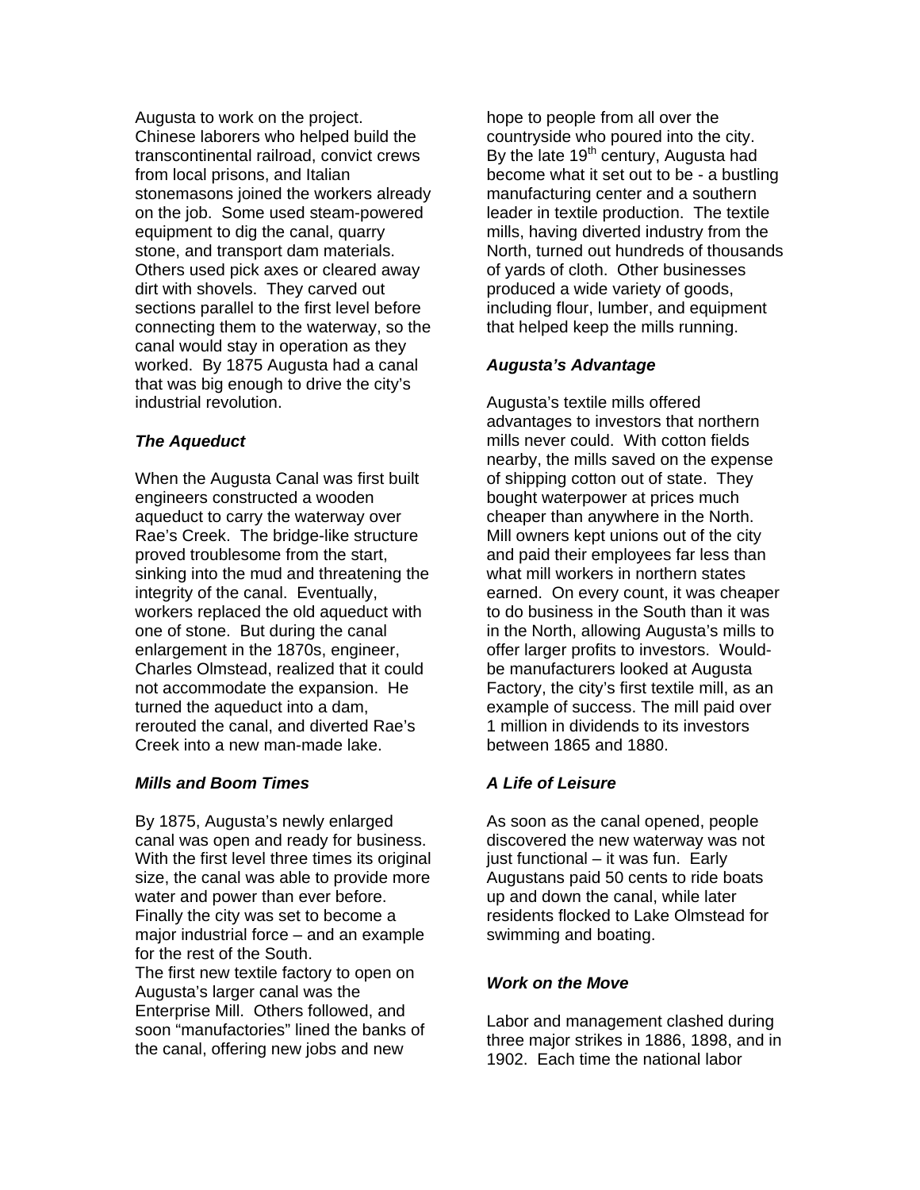Augusta to work on the project. Chinese laborers who helped build the transcontinental railroad, convict crews from local prisons, and Italian stonemasons joined the workers already on the job. Some used steam-powered equipment to dig the canal, quarry stone, and transport dam materials. Others used pick axes or cleared away dirt with shovels. They carved out sections parallel to the first level before connecting them to the waterway, so the canal would stay in operation as they worked. By 1875 Augusta had a canal that was big enough to drive the city's industrial revolution.

### *The Aqueduct*

When the Augusta Canal was first built engineers constructed a wooden aqueduct to carry the waterway over Rae's Creek. The bridge-like structure proved troublesome from the start, sinking into the mud and threatening the integrity of the canal. Eventually, workers replaced the old aqueduct with one of stone. But during the canal enlargement in the 1870s, engineer, Charles Olmstead, realized that it could not accommodate the expansion. He turned the aqueduct into a dam, rerouted the canal, and diverted Rae's Creek into a new man-made lake.

### *Mills and Boom Times*

By 1875, Augusta's newly enlarged canal was open and ready for business. With the first level three times its original size, the canal was able to provide more water and power than ever before. Finally the city was set to become a major industrial force – and an example for the rest of the South.
The first new textile factory to open on Augusta's larger canal was the Enterprise Mill. Others followed, and soon "manufactories" lined the banks of the canal, offering new jobs and new hope to people from all over the countryside who poured into the city. By the late 19th century, Augusta had become what it set out to be - a bustling manufacturing center and a southern leader in textile production. The textile mills, having diverted industry from the North, turned out hundreds of thousands of yards of cloth. Other businesses produced a wide variety of goods, including flour, lumber, and equipment that helped keep the mills running.

### *Augusta's Advantage*

Augusta's textile mills offered advantages to investors that northern mills never could. With cotton fields nearby, the mills saved on the expense of shipping cotton out of state. They bought waterpower at prices much cheaper than anywhere in the North. Mill owners kept unions out of the city and paid their employees far less than what mill workers in northern states earned. On every count, it was cheaper to do business in the South than it was in the North, allowing Augusta's mills to offer larger profits to investors. Would-be manufacturers looked at Augusta Factory, the city's first textile mill, as an example of success. The mill paid over 1 million in dividends to its investors between 1865 and 1880.

### *A Life of Leisure*

As soon as the canal opened, people discovered the new waterway was not just functional – it was fun. Early Augustans paid 50 cents to ride boats up and down the canal, while later residents flocked to Lake Olmstead for swimming and boating.

### *Work on the Move*

Labor and management clashed during three major strikes in 1886, 1898, and in 1902. Each time the national labor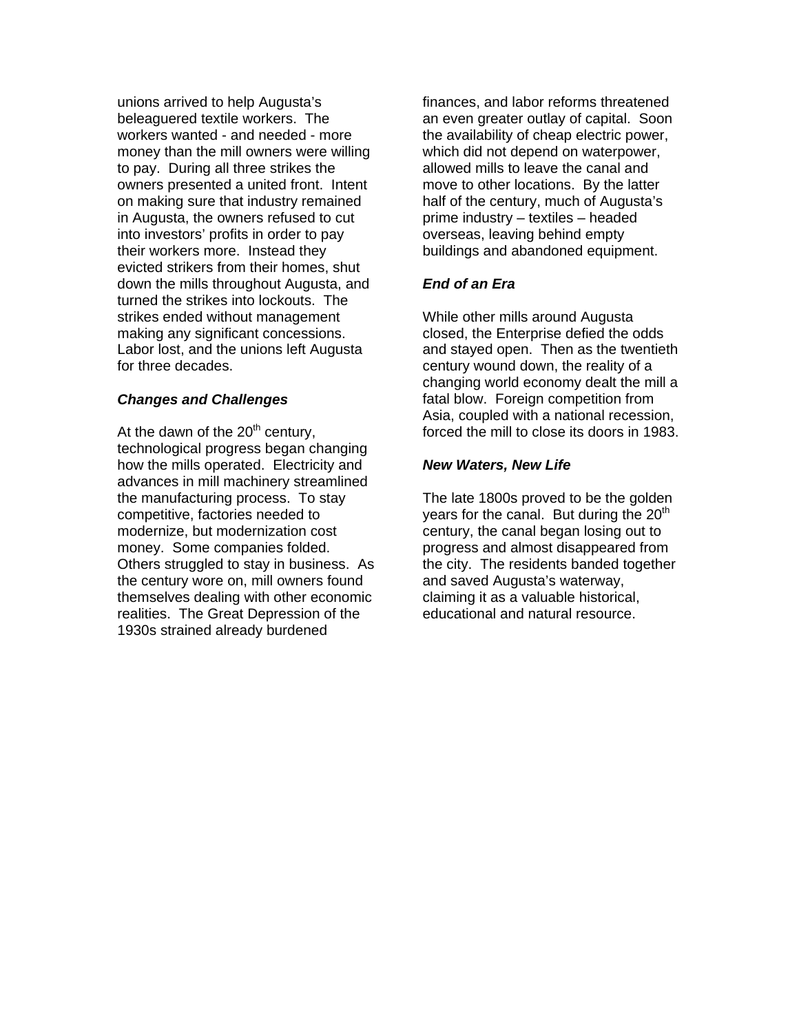unions arrived to help Augusta's beleaguered textile workers. The workers wanted - and needed - more money than the mill owners were willing to pay. During all three strikes the owners presented a united front. Intent on making sure that industry remained in Augusta, the owners refused to cut into investors' profits in order to pay their workers more. Instead they evicted strikers from their homes, shut down the mills throughout Augusta, and turned the strikes into lockouts. The strikes ended without management making any significant concessions. Labor lost, and the unions left Augusta for three decades.

***Changes and Challenges***

At the dawn of the 20th century, technological progress began changing how the mills operated. Electricity and advances in mill machinery streamlined the manufacturing process. To stay competitive, factories needed to modernize, but modernization cost money. Some companies folded. Others struggled to stay in business. As the century wore on, mill owners found themselves dealing with other economic realities. The Great Depression of the 1930s strained already burdened finances, and labor reforms threatened an even greater outlay of capital. Soon the availability of cheap electric power, which did not depend on waterpower, allowed mills to leave the canal and move to other locations. By the latter half of the century, much of Augusta's prime industry – textiles – headed overseas, leaving behind empty buildings and abandoned equipment.

***End of an Era***

While other mills around Augusta closed, the Enterprise defied the odds and stayed open. Then as the twentieth century wound down, the reality of a changing world economy dealt the mill a fatal blow. Foreign competition from Asia, coupled with a national recession, forced the mill to close its doors in 1983.

***New Waters, New Life***

The late 1800s proved to be the golden years for the canal. But during the 20th century, the canal began losing out to progress and almost disappeared from the city. The residents banded together and saved Augusta's waterway, claiming it as a valuable historical, educational and natural resource.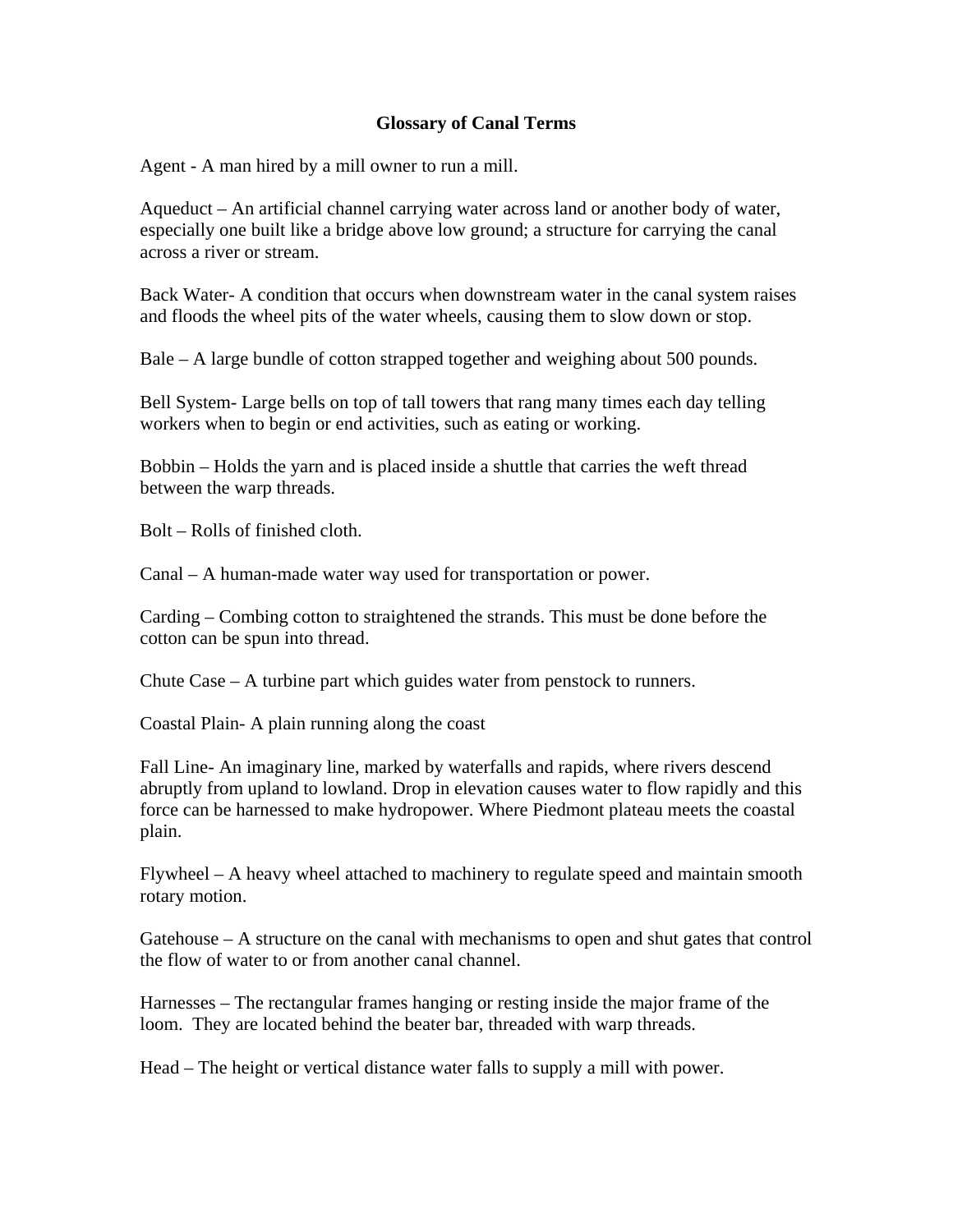# Glossary of Canal Terms

Agent - A man hired by a mill owner to run a mill.

Aqueduct – An artificial channel carrying water across land or another body of water, especially one built like a bridge above low ground; a structure for carrying the canal across a river or stream.

Back Water- A condition that occurs when downstream water in the canal system raises and floods the wheel pits of the water wheels, causing them to slow down or stop.

Bale – A large bundle of cotton strapped together and weighing about 500 pounds.

Bell System- Large bells on top of tall towers that rang many times each day telling workers when to begin or end activities, such as eating or working.

Bobbin – Holds the yarn and is placed inside a shuttle that carries the weft thread between the warp threads.

Bolt – Rolls of finished cloth.

Canal – A human-made water way used for transportation or power.

Carding – Combing cotton to straightened the strands. This must be done before the cotton can be spun into thread.

Chute Case – A turbine part which guides water from penstock to runners.

Coastal Plain- A plain running along the coast

Fall Line- An imaginary line, marked by waterfalls and rapids, where rivers descend abruptly from upland to lowland. Drop in elevation causes water to flow rapidly and this force can be harnessed to make hydropower. Where Piedmont plateau meets the coastal plain.

Flywheel – A heavy wheel attached to machinery to regulate speed and maintain smooth rotary motion.

Gatehouse – A structure on the canal with mechanisms to open and shut gates that control the flow of water to or from another canal channel.

Harnesses – The rectangular frames hanging or resting inside the major frame of the loom. They are located behind the beater bar, threaded with warp threads.

Head – The height or vertical distance water falls to supply a mill with power.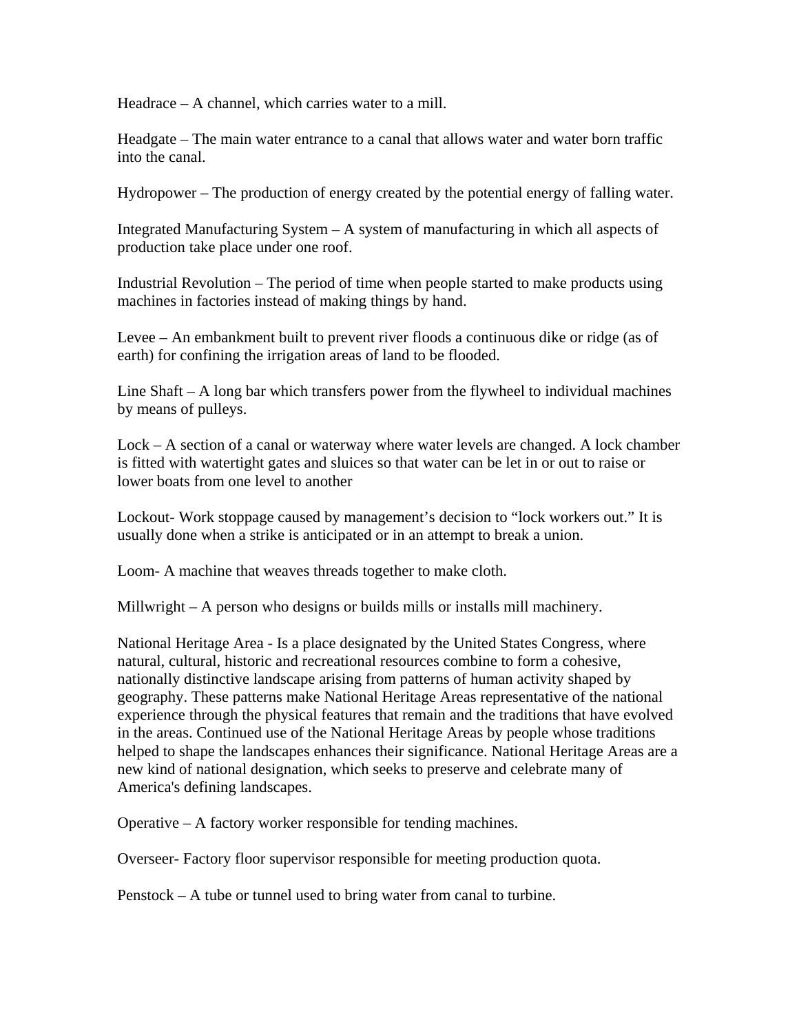Headrace – A channel, which carries water to a mill.

Headgate – The main water entrance to a canal that allows water and water born traffic into the canal.

Hydropower – The production of energy created by the potential energy of falling water.

Integrated Manufacturing System – A system of manufacturing in which all aspects of production take place under one roof.

Industrial Revolution – The period of time when people started to make products using machines in factories instead of making things by hand.

Levee – An embankment built to prevent river floods a continuous dike or ridge (as of earth) for confining the irrigation areas of land to be flooded.

Line Shaft – A long bar which transfers power from the flywheel to individual machines by means of pulleys.

Lock – A section of a canal or waterway where water levels are changed. A lock chamber is fitted with watertight gates and sluices so that water can be let in or out to raise or lower boats from one level to another

Lockout- Work stoppage caused by management's decision to "lock workers out." It is usually done when a strike is anticipated or in an attempt to break a union.

Loom- A machine that weaves threads together to make cloth.

Millwright – A person who designs or builds mills or installs mill machinery.

National Heritage Area - Is a place designated by the United States Congress, where natural, cultural, historic and recreational resources combine to form a cohesive, nationally distinctive landscape arising from patterns of human activity shaped by geography. These patterns make National Heritage Areas representative of the national experience through the physical features that remain and the traditions that have evolved in the areas. Continued use of the National Heritage Areas by people whose traditions helped to shape the landscapes enhances their significance. National Heritage Areas are a new kind of national designation, which seeks to preserve and celebrate many of America's defining landscapes.

Operative – A factory worker responsible for tending machines.

Overseer- Factory floor supervisor responsible for meeting production quota.

Penstock – A tube or tunnel used to bring water from canal to turbine.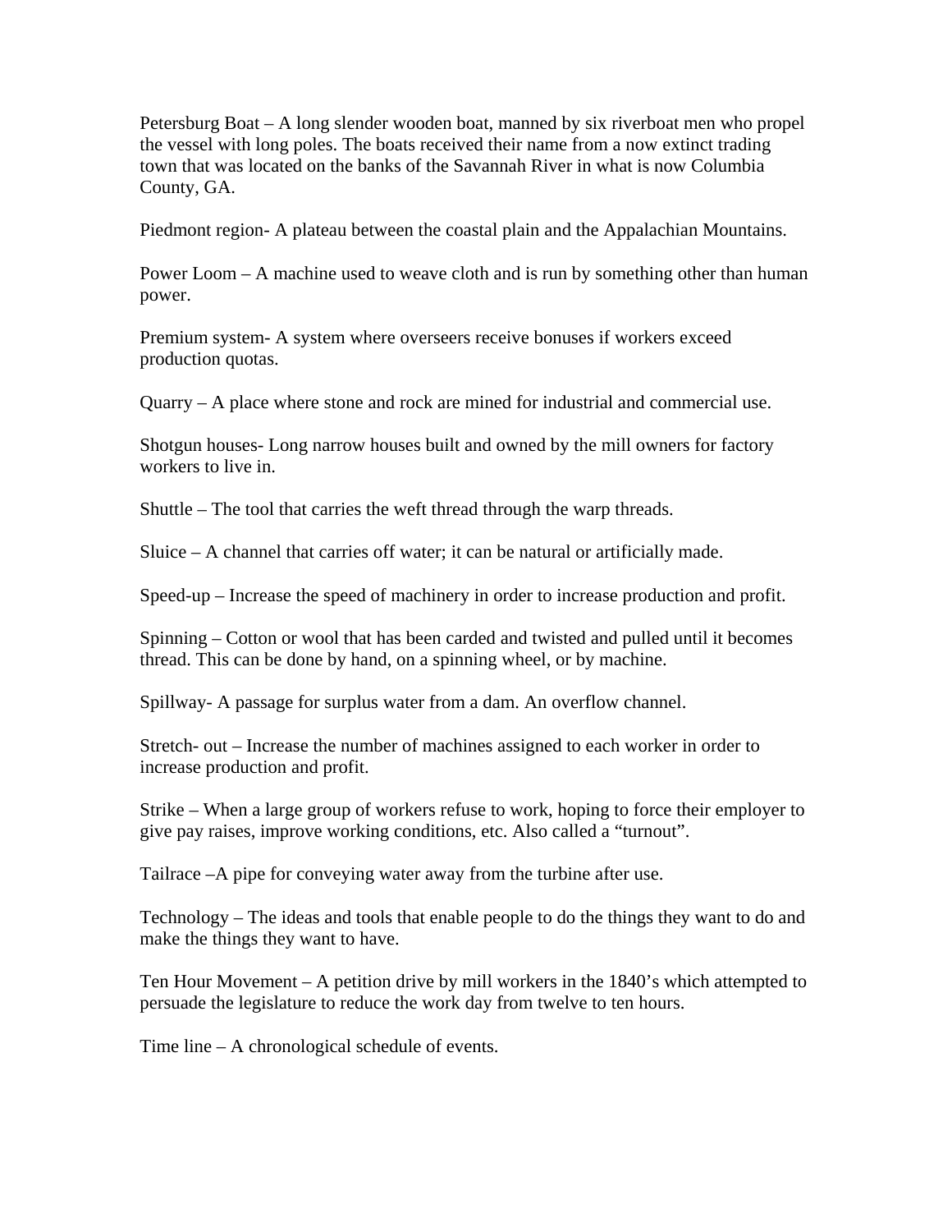Petersburg Boat – A long slender wooden boat, manned by six riverboat men who propel the vessel with long poles. The boats received their name from a now extinct trading town that was located on the banks of the Savannah River in what is now Columbia County, GA.

Piedmont region- A plateau between the coastal plain and the Appalachian Mountains.

Power Loom – A machine used to weave cloth and is run by something other than human power.

Premium system- A system where overseers receive bonuses if workers exceed production quotas.

Quarry – A place where stone and rock are mined for industrial and commercial use.

Shotgun houses- Long narrow houses built and owned by the mill owners for factory workers to live in.

Shuttle – The tool that carries the weft thread through the warp threads.

Sluice – A channel that carries off water; it can be natural or artificially made.

Speed-up – Increase the speed of machinery in order to increase production and profit.

Spinning – Cotton or wool that has been carded and twisted and pulled until it becomes thread. This can be done by hand, on a spinning wheel, or by machine.

Spillway- A passage for surplus water from a dam. An overflow channel.

Stretch- out – Increase the number of machines assigned to each worker in order to increase production and profit.

Strike – When a large group of workers refuse to work, hoping to force their employer to give pay raises, improve working conditions, etc. Also called a "turnout".

Tailrace –A pipe for conveying water away from the turbine after use.

Technology – The ideas and tools that enable people to do the things they want to do and make the things they want to have.

Ten Hour Movement – A petition drive by mill workers in the 1840's which attempted to persuade the legislature to reduce the work day from twelve to ten hours.

Time line – A chronological schedule of events.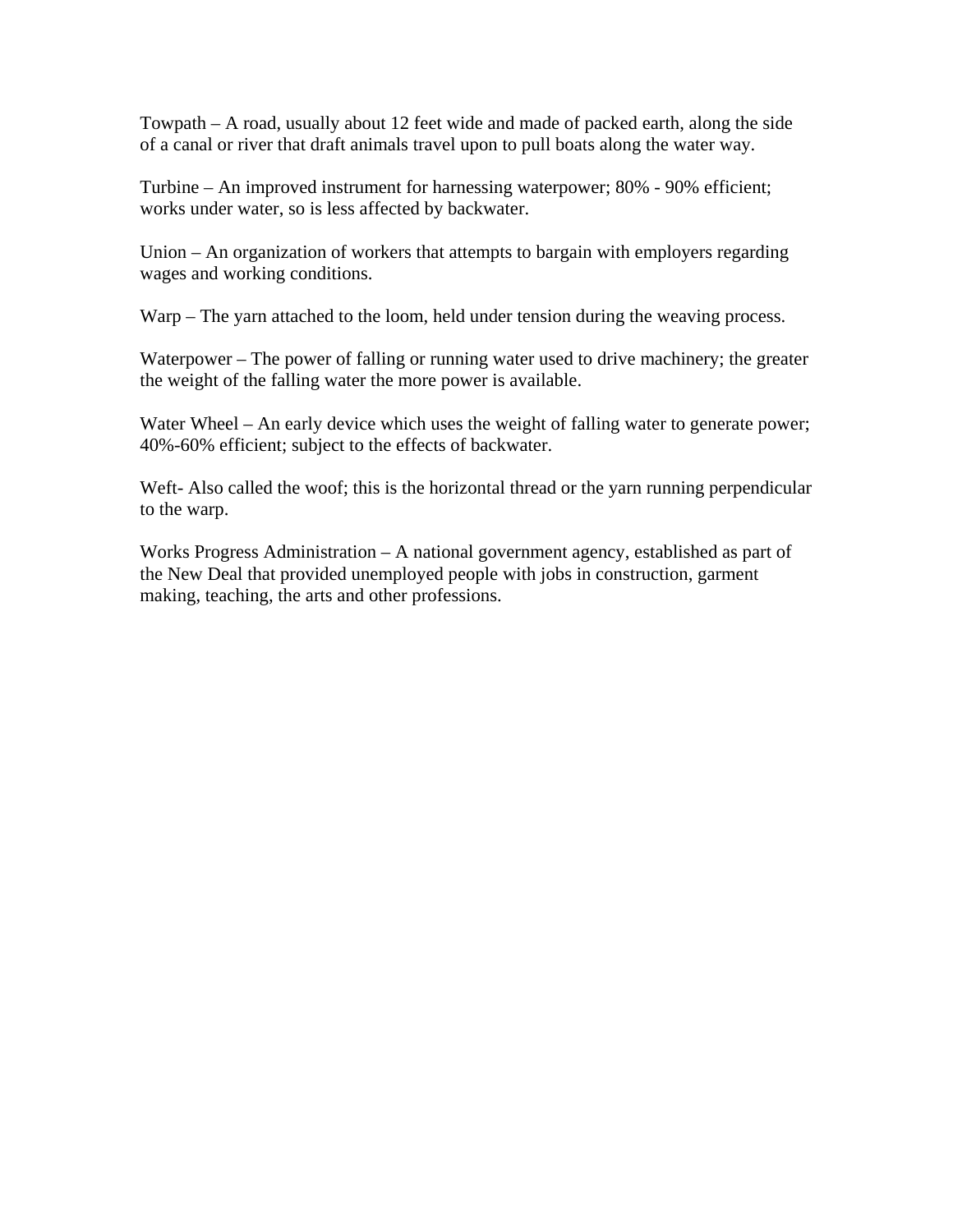Towpath – A road, usually about 12 feet wide and made of packed earth, along the side of a canal or river that draft animals travel upon to pull boats along the water way.

Turbine – An improved instrument for harnessing waterpower; 80% - 90% efficient; works under water, so is less affected by backwater.

Union – An organization of workers that attempts to bargain with employers regarding wages and working conditions.

Warp – The yarn attached to the loom, held under tension during the weaving process.

Waterpower – The power of falling or running water used to drive machinery; the greater the weight of the falling water the more power is available.

Water Wheel – An early device which uses the weight of falling water to generate power; 40%-60% efficient; subject to the effects of backwater.

Weft- Also called the woof; this is the horizontal thread or the yarn running perpendicular to the warp.

Works Progress Administration – A national government agency, established as part of the New Deal that provided unemployed people with jobs in construction, garment making, teaching, the arts and other professions.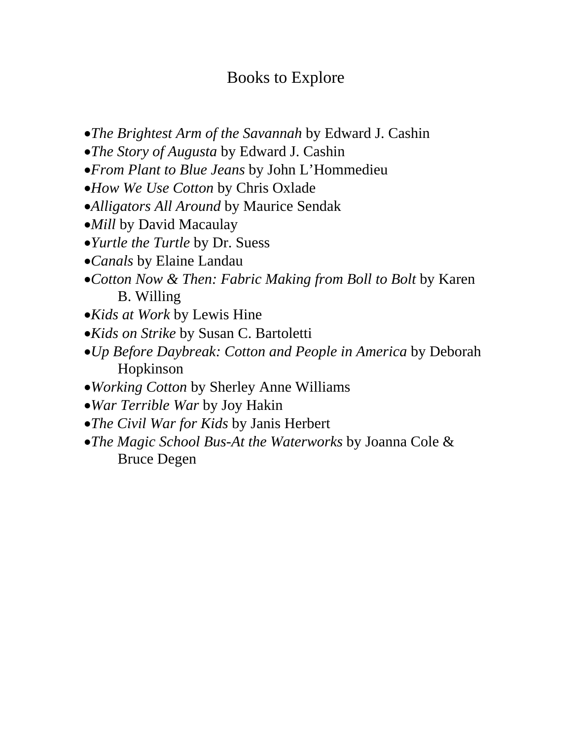# Books to Explore

- *The Brightest Arm of the Savannah* by Edward J. Cashin
- *The Story of Augusta* by Edward J. Cashin
- *From Plant to Blue Jeans* by John L'Hommedieu
- *How We Use Cotton* by Chris Oxlade
- *Alligators All Around* by Maurice Sendak
- *Mill* by David Macaulay
- *Yurtle the Turtle* by Dr. Suess
- *Canals* by Elaine Landau
- *Cotton Now & Then: Fabric Making from Boll to Bolt* by Karen B. Willing
- *Kids at Work* by Lewis Hine
- *Kids on Strike* by Susan C. Bartoletti
- *Up Before Daybreak: Cotton and People in America* by Deborah Hopkinson
- *Working Cotton* by Sherley Anne Williams
- *War Terrible War* by Joy Hakin
- *The Civil War for Kids* by Janis Herbert
- *The Magic School Bus-At the Waterworks* by Joanna Cole & Bruce Degen